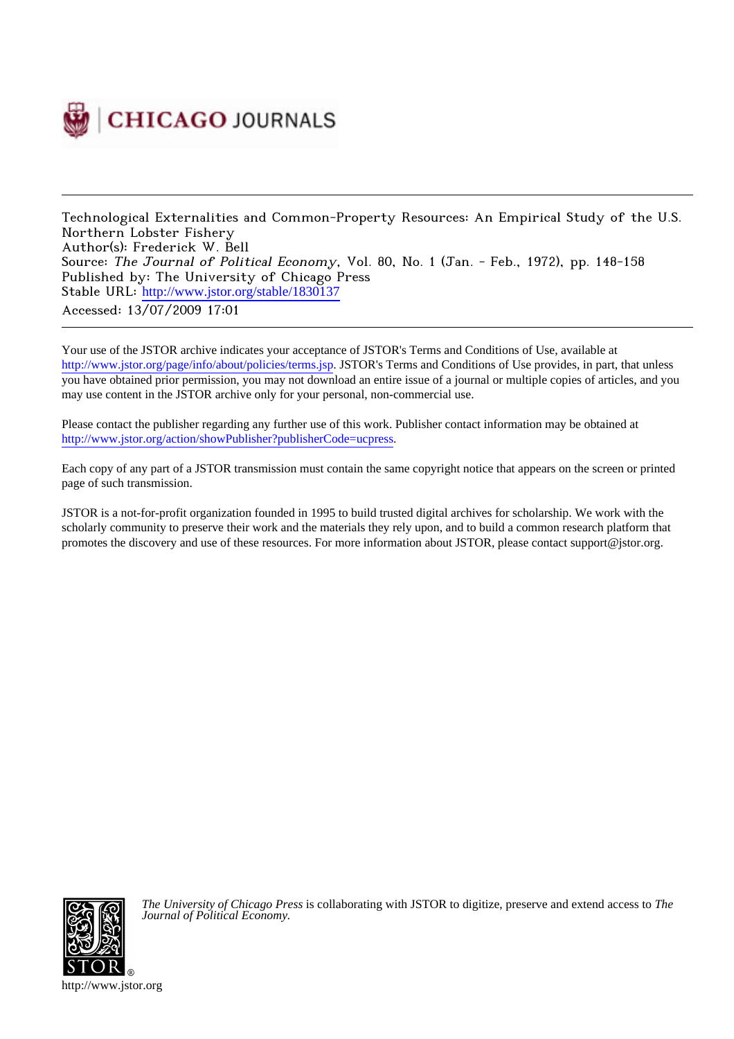Technological Externalities and Common-Property Resources: An Empirical Study of the U.S. Northern Lobster Fishery
Author(s): Frederick W. Bell
Source: *The Journal of Political Economy*, Vol. 80, No. 1 (Jan. - Feb., 1972), pp. 148-158
Published by: The University of Chicago Press
Stable URL: http://www.jstor.org/stable/1830137
Accessed: 13/07/2009 17:01

Your use of the JSTOR archive indicates your acceptance of JSTOR's Terms and Conditions of Use, available at http://www.jstor.org/page/info/about/policies/terms.jsp. JSTOR's Terms and Conditions of Use provides, in part, that unless you have obtained prior permission, you may not download an entire issue of a journal or multiple copies of articles, and you may use content in the JSTOR archive only for your personal, non-commercial use.

Please contact the publisher regarding any further use of this work. Publisher contact information may be obtained at http://www.jstor.org/action/showPublisher?publisherCode=ucpress.

Each copy of any part of a JSTOR transmission must contain the same copyright notice that appears on the screen or printed page of such transmission.

JSTOR is a not-for-profit organization founded in 1995 to build trusted digital archives for scholarship. We work with the scholarly community to preserve their work and the materials they rely upon, and to build a common research platform that promotes the discovery and use of these resources. For more information about JSTOR, please contact support@jstor.org.

*The University of Chicago Press* is collaborating with JSTOR to digitize, preserve and extend access to *The Journal of Political Economy.*

http://www.jstor.org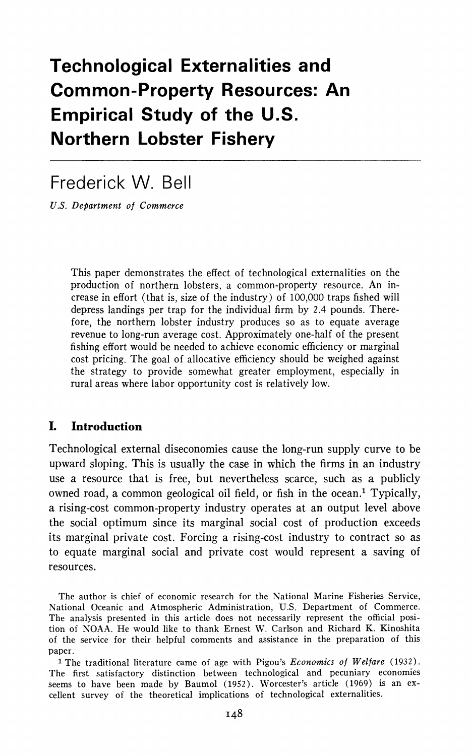# Technological Externalities and Common-Property Resources: An Empirical Study of the U.S. Northern Lobster Fishery

## Frederick W. Bell

*U.S. Department of Commerce*

This paper demonstrates the effect of technological externalities on the production of northern lobsters, a common-property resource. An increase in effort (that is, size of the industry) of 100,000 traps fished will depress landings per trap for the individual firm by 2.4 pounds. Therefore, the northern lobster industry produces so as to equate average revenue to long-run average cost. Approximately one-half of the present fishing effort would be needed to achieve economic efficiency or marginal cost pricing. The goal of allocative efficiency should be weighed against the strategy to provide somewhat greater employment, especially in rural areas where labor opportunity cost is relatively low.

## I. Introduction

Technological external diseconomies cause the long-run supply curve to be upward sloping. This is usually the case in which the firms in an industry use a resource that is free, but nevertheless scarce, such as a publicly owned road, a common geological oil field, or fish in the ocean.[1] Typically, a rising-cost common-property industry operates at an output level above the social optimum since its marginal social cost of production exceeds its marginal private cost. Forcing a rising-cost industry to contract so as to equate marginal social and private cost would represent a saving of resources.

The author is chief of economic research for the National Marine Fisheries Service, National Oceanic and Atmospheric Administration, U.S. Department of Commerce. The analysis presented in this article does not necessarily represent the official position of NOAA. He would like to thank Ernest W. Carlson and Richard K. Kinoshita of the service for their helpful comments and assistance in the preparation of this paper.

[1] The traditional literature came of age with Pigou's *Economics of Welfare* (1932). The first satisfactory distinction between technological and pecuniary economies seems to have been made by Baumol (1952). Worcester's article (1969) is an excellent survey of the theoretical implications of technological externalities.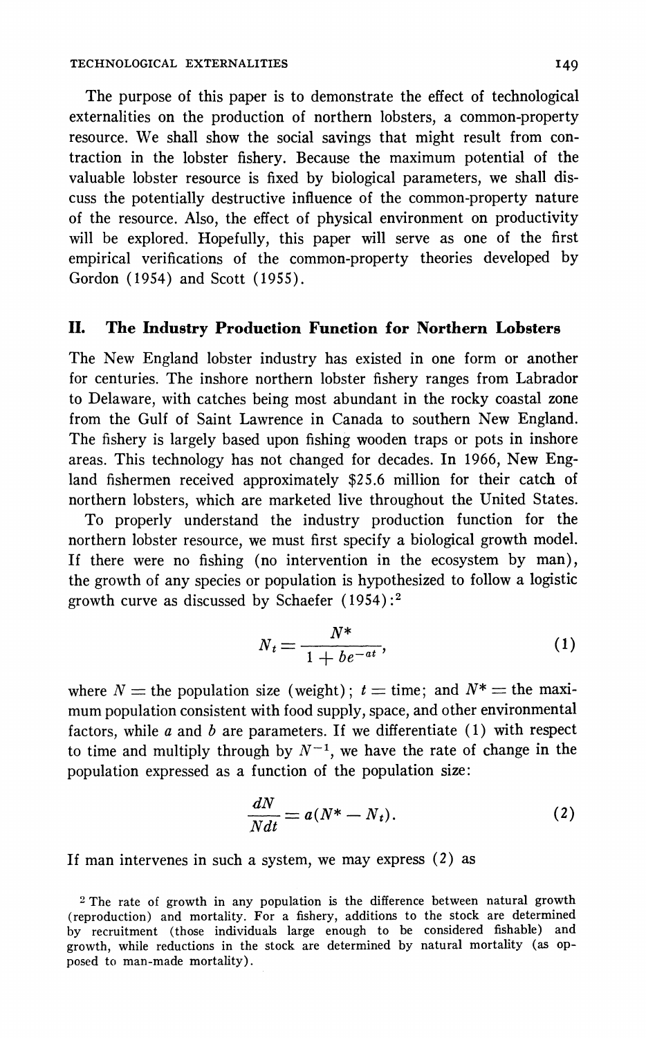The purpose of this paper is to demonstrate the effect of technological externalities on the production of northern lobsters, a common-property resource. We shall show the social savings that might result from contraction in the lobster fishery. Because the maximum potential of the valuable lobster resource is fixed by biological parameters, we shall discuss the potentially destructive influence of the common-property nature of the resource. Also, the effect of physical environment on productivity will be explored. Hopefully, this paper will serve as one of the first empirical verifications of the common-property theories developed by Gordon (1954) and Scott (1955).

## II. The Industry Production Function for Northern Lobsters

The New England lobster industry has existed in one form or another for centuries. The inshore northern lobster fishery ranges from Labrador to Delaware, with catches being most abundant in the rocky coastal zone from the Gulf of Saint Lawrence in Canada to southern New England. The fishery is largely based upon fishing wooden traps or pots in inshore areas. This technology has not changed for decades. In 1966, New England fishermen received approximately \$25.6 million for their catch of northern lobsters, which are marketed live throughout the United States.

To properly understand the industry production function for the northern lobster resource, we must first specify a biological growth model. If there were no fishing (no intervention in the ecosystem by man), the growth of any species or population is hypothesized to follow a logistic growth curve as discussed by Schaefer (1954):[2]

$$N_t = \frac{N^*}{1 + be^{-at}}, \tag{1}$$

where $N$ = the population size (weight); $t$ = time; and $N^*$ = the maximum population consistent with food supply, space, and other environmental factors, while $a$ and $b$ are parameters. If we differentiate (1) with respect to time and multiply through by $N^{-1}$, we have the rate of change in the population expressed as a function of the population size:

$$\frac{dN}{Ndt} = a(N^* - N_t). \tag{2}$$

If man intervenes in such a system, we may express (2) as

[2] The rate of growth in any population is the difference between natural growth (reproduction) and mortality. For a fishery, additions to the stock are determined by recruitment (those individuals large enough to be considered fishable) and growth, while reductions in the stock are determined by natural mortality (as opposed to man-made mortality).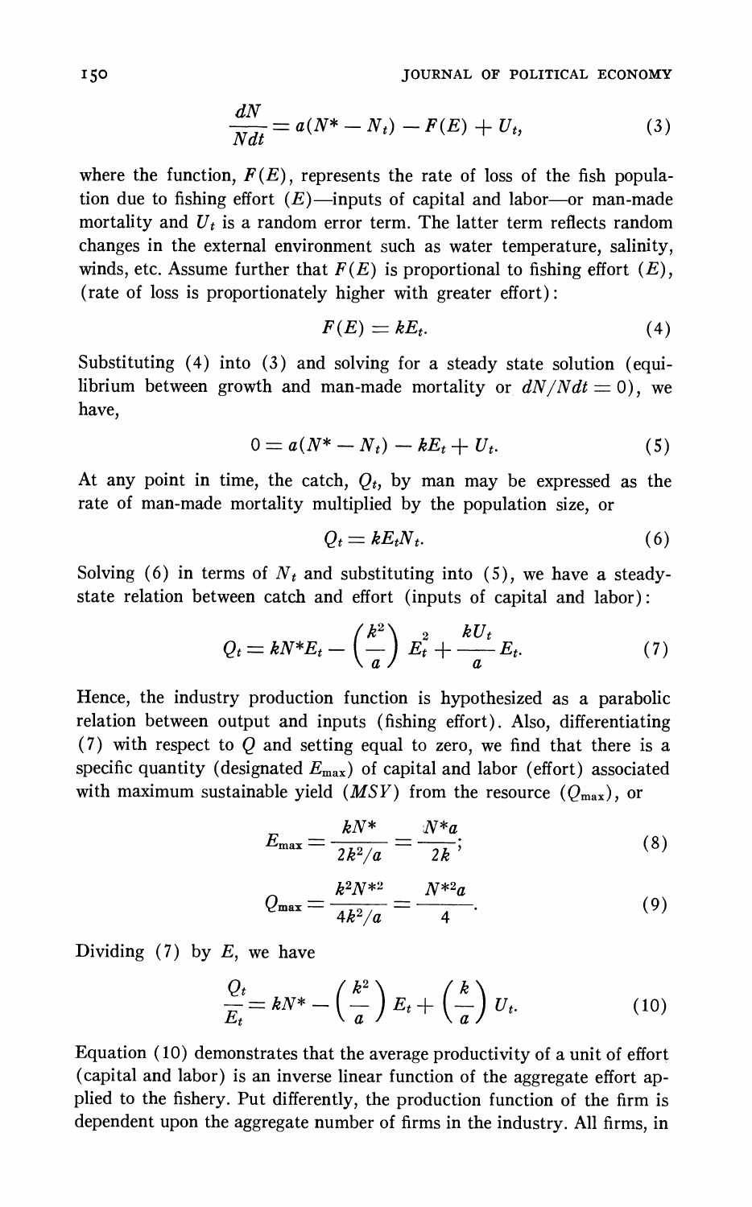$$\frac{dN}{Ndt} = a(N^* - N_t) - F(E) + U_t, \tag{3}$$

where the function, $F(E)$, represents the rate of loss of the fish population due to fishing effort ($E$)—inputs of capital and labor—or man-made mortality and $U_t$ is a random error term. The latter term reflects random changes in the external environment such as water temperature, salinity, winds, etc. Assume further that $F(E)$ is proportional to fishing effort ($E$), (rate of loss is proportionately higher with greater effort):

$$F(E) = kE_t. \tag{4}$$

Substituting (4) into (3) and solving for a steady state solution (equilibrium between growth and man-made mortality or $dN/Ndt = 0$), we have,

$$0 = a(N^* - N_t) - kE_t + U_t. \tag{5}$$

At any point in time, the catch, $Q_t$, by man may be expressed as the rate of man-made mortality multiplied by the population size, or

$$Q_t = kE_tN_t. \tag{6}$$

Solving (6) in terms of $N_t$ and substituting into (5), we have a steady-state relation between catch and effort (inputs of capital and labor):

$$Q_t = kN^*E_t - \left(\frac{k^2}{a}\right) E_t^2 + \frac{kU_t}{a} E_t. \tag{7}$$

Hence, the industry production function is hypothesized as a parabolic relation between output and inputs (fishing effort). Also, differentiating (7) with respect to $Q$ and setting equal to zero, we find that there is a specific quantity (designated $E_{max}$) of capital and labor (effort) associated with maximum sustainable yield ($MSY$) from the resource ($Q_{max}$), or

$$E_{max} = \frac{kN^*}{2k^2/a} = \frac{N^*a}{2k}; \tag{8}$$

$$Q_{max} = \frac{k^2N^{*2}}{4k^2/a} = \frac{N^{*2}a}{4}. \tag{9}$$

Dividing (7) by $E$, we have

$$\frac{Q_t}{E_t} = kN^* - \left(\frac{k^2}{a}\right) E_t + \left(\frac{k}{a}\right) U_t. \tag{10}$$

Equation (10) demonstrates that the average productivity of a unit of effort (capital and labor) is an inverse linear function of the aggregate effort applied to the fishery. Put differently, the production function of the firm is dependent upon the aggregate number of firms in the industry. All firms, in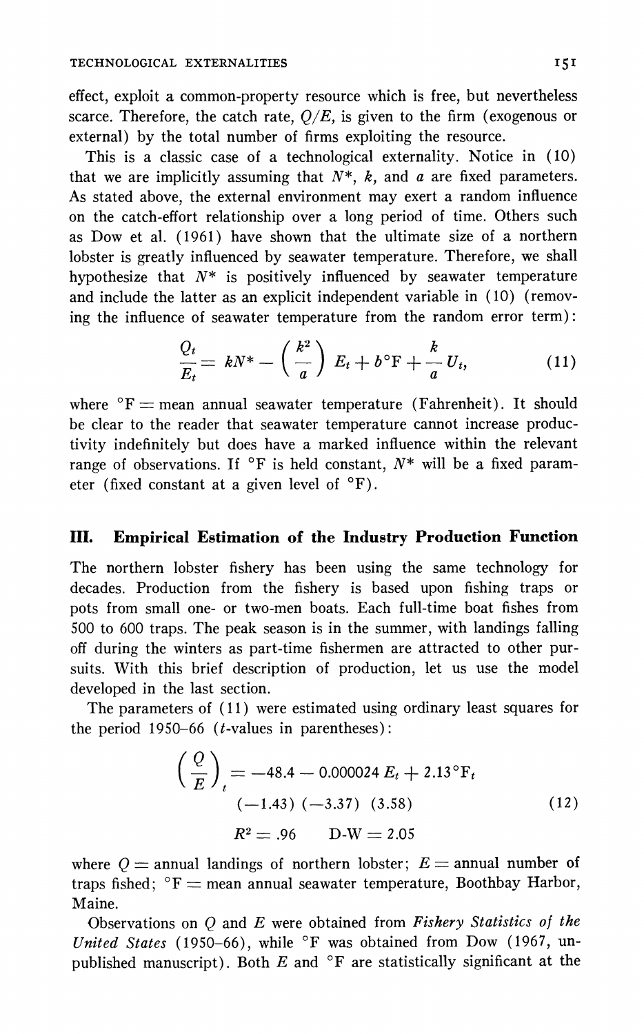effect, exploit a common-property resource which is free, but nevertheless scarce. Therefore, the catch rate, $Q/E$, is given to the firm (exogenous or external) by the total number of firms exploiting the resource.

This is a classic case of a technological externality. Notice in (10) that we are implicitly assuming that $N^*$, $k$, and $a$ are fixed parameters. As stated above, the external environment may exert a random influence on the catch-effort relationship over a long period of time. Others such as Dow et al. (1961) have shown that the ultimate size of a northern lobster is greatly influenced by seawater temperature. Therefore, we shall hypothesize that $N^*$ is positively influenced by seawater temperature and include the latter as an explicit independent variable in (10) (removing the influence of seawater temperature from the random error term):

$$\frac{Q_t}{E_t} = kN^* - \left(\frac{k^2}{a}\right) E_t + b^\circ\text{F} + \frac{k}{a} U_t, \tag{11}$$

where $^\circ\text{F}$ = mean annual seawater temperature (Fahrenheit). It should be clear to the reader that seawater temperature cannot increase productivity indefinitely but does have a marked influence within the relevant range of observations. If $^\circ\text{F}$ is held constant, $N^*$ will be a fixed parameter (fixed constant at a given level of $^\circ\text{F}$).

## III. Empirical Estimation of the Industry Production Function

The northern lobster fishery has been using the same technology for decades. Production from the fishery is based upon fishing traps or pots from small one- or two-men boats. Each full-time boat fishes from 500 to 600 traps. The peak season is in the summer, with landings falling off during the winters as part-time fishermen are attracted to other pursuits. With this brief description of production, let us use the model developed in the last section.

The parameters of (11) were estimated using ordinary least squares for the period 1950–66 ($t$-values in parentheses):

$$\left(\frac{Q}{E}\right)_t = -48.4 - 0.000024\, E_t + 2.13^\circ\text{F}_t$$
$$(-1.43)\quad(-3.37)\quad(3.58) \tag{12}$$
$$R^2 = .96 \qquad \text{D-W} = 2.05$$

where $Q$ = annual landings of northern lobster; $E$ = annual number of traps fished; $^\circ\text{F}$ = mean annual seawater temperature, Boothbay Harbor, Maine.

Observations on $Q$ and $E$ were obtained from *Fishery Statistics of the United States* (1950–66), while $^\circ\text{F}$ was obtained from Dow (1967, unpublished manuscript). Both $E$ and $^\circ\text{F}$ are statistically significant at the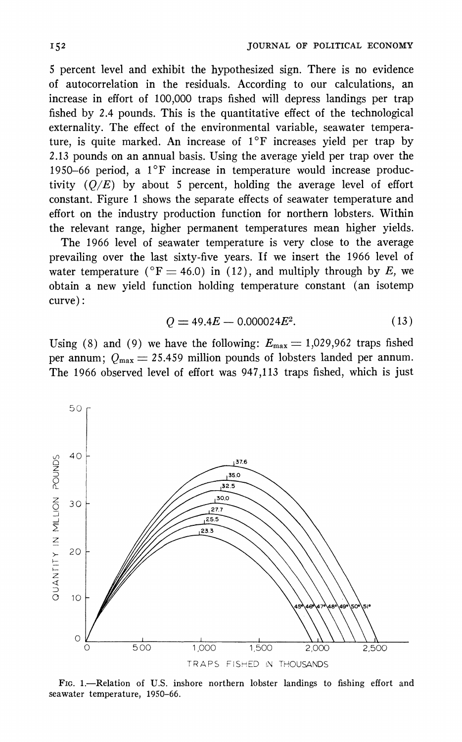5 percent level and exhibit the hypothesized sign. There is no evidence of autocorrelation in the residuals. According to our calculations, an increase in effort of 100,000 traps fished will depress landings per trap fished by 2.4 pounds. This is the quantitative effect of the technological externality. The effect of the environmental variable, seawater temperature, is quite marked. An increase of 1°F increases yield per trap by 2.13 pounds on an annual basis. Using the average yield per trap over the 1950–66 period, a 1°F increase in temperature would increase productivity ($Q/E$) by about 5 percent, holding the average level of effort constant. Figure 1 shows the separate effects of seawater temperature and effort on the industry production function for northern lobsters. Within the relevant range, higher permanent temperatures mean higher yields.

The 1966 level of seawater temperature is very close to the average prevailing over the last sixty-five years. If we insert the 1966 level of water temperature (°F = 46.0) in (12), and multiply through by $E$, we obtain a new yield function holding temperature constant (an isotemp curve):

$$Q = 49.4E - 0.000024E^2. \tag{13}$$

Using (8) and (9) we have the following: $E_{\max} = 1{,}029{,}962$ traps fished per annum; $Q_{\max} = 25.459$ million pounds of lobsters landed per annum. The 1966 observed level of effort was 947,113 traps fished, which is just

FIG. 1.—Relation of U.S. inshore northern lobster landings to fishing effort and seawater temperature, 1950–66.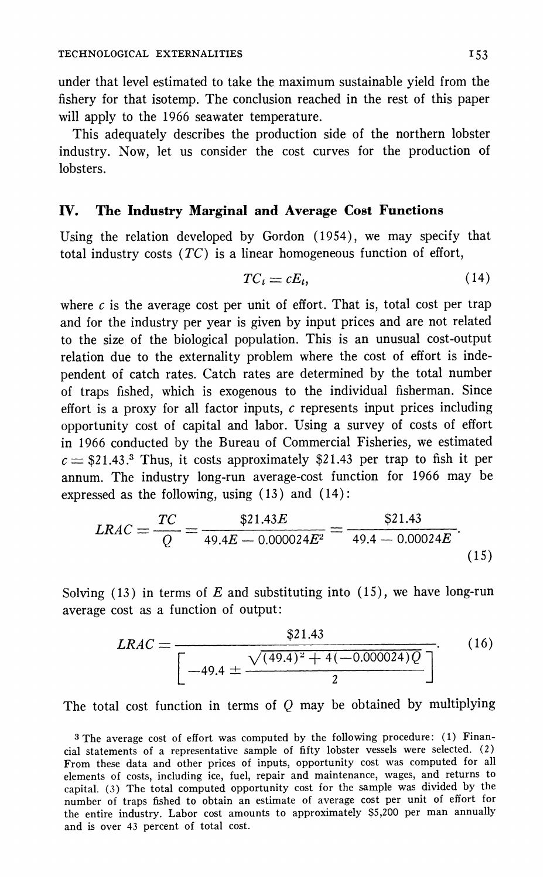under that level estimated to take the maximum sustainable yield from the fishery for that isotemp. The conclusion reached in the rest of this paper will apply to the 1966 seawater temperature.

This adequately describes the production side of the northern lobster industry. Now, let us consider the cost curves for the production of lobsters.

## IV. The Industry Marginal and Average Cost Functions

Using the relation developed by Gordon (1954), we may specify that total industry costs ($TC$) is a linear homogeneous function of effort,

$$TC_t = cE_t, \tag{14}$$

where $c$ is the average cost per unit of effort. That is, total cost per trap and for the industry per year is given by input prices and are not related to the size of the biological population. This is an unusual cost-output relation due to the externality problem where the cost of effort is independent of catch rates. Catch rates are determined by the total number of traps fished, which is exogenous to the individual fisherman. Since effort is a proxy for all factor inputs, $c$ represents input prices including opportunity cost of capital and labor. Using a survey of costs of effort in 1966 conducted by the Bureau of Commercial Fisheries, we estimated $c = \$21.43$.[3] Thus, it costs approximately \$21.43 per trap to fish it per annum. The industry long-run average-cost function for 1966 may be expressed as the following, using (13) and (14):

$$LRAC = \frac{TC}{Q} = \frac{\$21.43E}{49.4E - 0.000024E^2} = \frac{\$21.43}{49.4 - 0.00024E}. \tag{15}$$

Solving (13) in terms of $E$ and substituting into (15), we have long-run average cost as a function of output:

$$LRAC = \frac{\$21.43}{\left[-49.4 \pm \dfrac{\sqrt{(49.4)^2 + 4(-0.000024)Q}}{2}\right]}. \tag{16}$$

The total cost function in terms of $Q$ may be obtained by multiplying

[3] The average cost of effort was computed by the following procedure: (1) Financial statements of a representative sample of fifty lobster vessels were selected. (2) From these data and other prices of inputs, opportunity cost was computed for all elements of costs, including ice, fuel, repair and maintenance, wages, and returns to capital. (3) The total computed opportunity cost for the sample was divided by the number of traps fished to obtain an estimate of average cost per unit of effort for the entire industry. Labor cost amounts to approximately \$5,200 per man annually and is over 43 percent of total cost.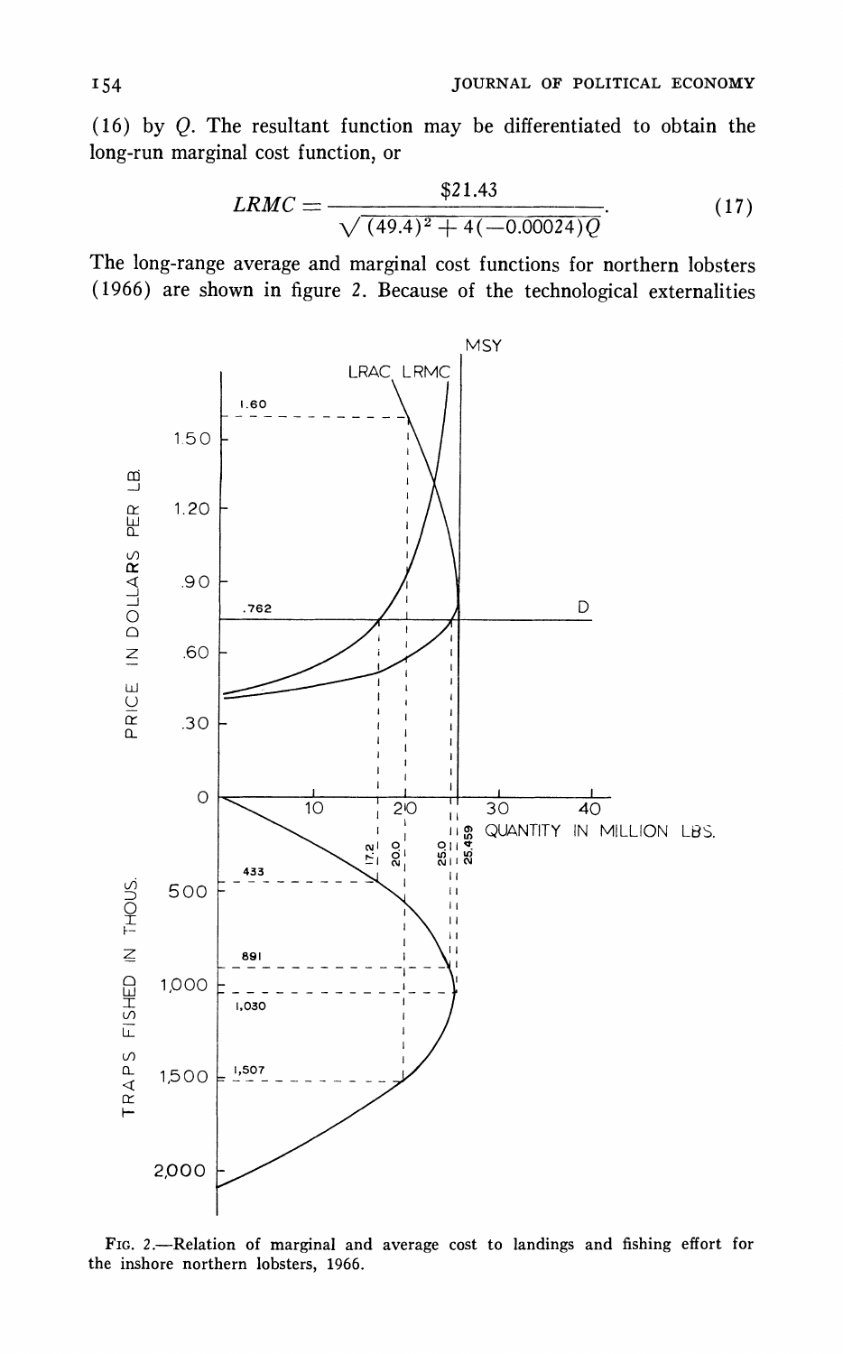(16) by $Q$. The resultant function may be differentiated to obtain the long-run marginal cost function, or

$$LRMC = \frac{\$21.43}{\sqrt{(49.4)^2 + 4(-0.00024)Q}}. \tag{17}$$

The long-range average and marginal cost functions for northern lobsters (1966) are shown in figure 2. Because of the technological externalities

FIG. 2.—Relation of marginal and average cost to landings and fishing effort for the inshore northern lobsters, 1966.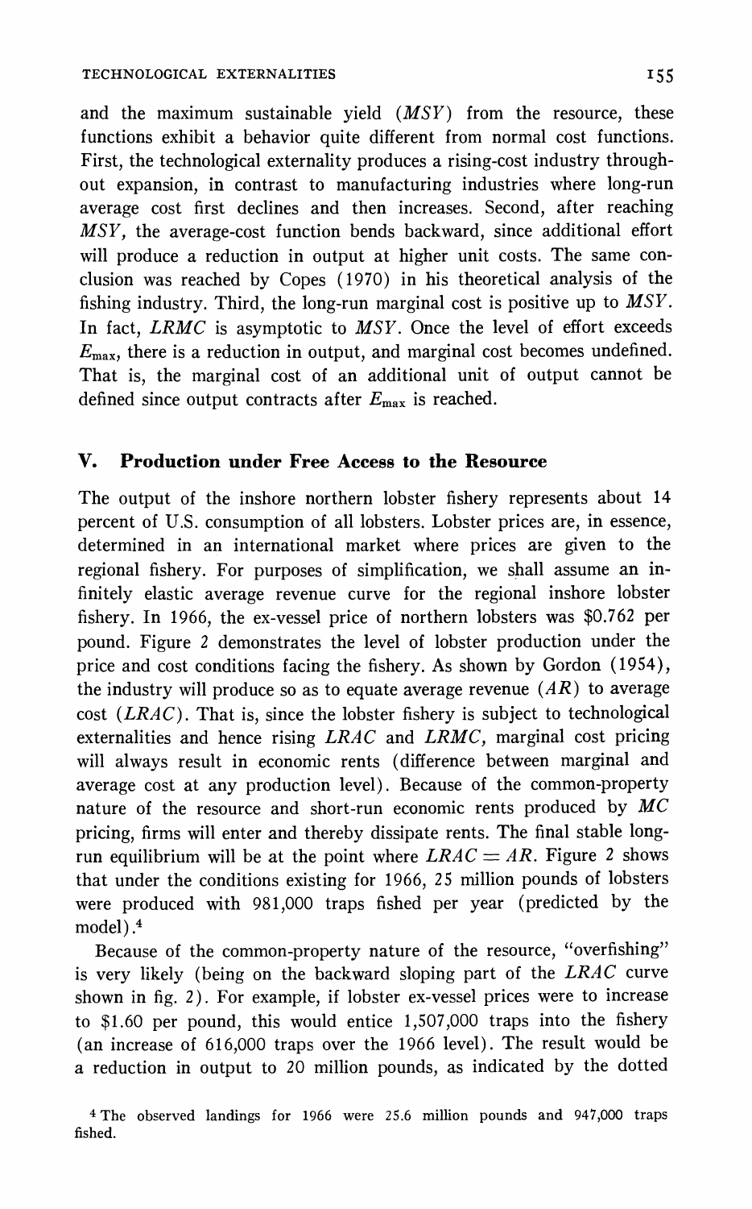and the maximum sustainable yield ($MSY$) from the resource, these functions exhibit a behavior quite different from normal cost functions. First, the technological externality produces a rising-cost industry throughout expansion, in contrast to manufacturing industries where long-run average cost first declines and then increases. Second, after reaching $MSY$, the average-cost function bends backward, since additional effort will produce a reduction in output at higher unit costs. The same conclusion was reached by Copes (1970) in his theoretical analysis of the fishing industry. Third, the long-run marginal cost is positive up to $MSY$. In fact, $LRMC$ is asymptotic to $MSY$. Once the level of effort exceeds $E_{\max}$, there is a reduction in output, and marginal cost becomes undefined. That is, the marginal cost of an additional unit of output cannot be defined since output contracts after $E_{\max}$ is reached.

## V. Production under Free Access to the Resource

The output of the inshore northern lobster fishery represents about 14 percent of U.S. consumption of all lobsters. Lobster prices are, in essence, determined in an international market where prices are given to the regional fishery. For purposes of simplification, we shall assume an infinitely elastic average revenue curve for the regional inshore lobster fishery. In 1966, the ex-vessel price of northern lobsters was \$0.762 per pound. Figure 2 demonstrates the level of lobster production under the price and cost conditions facing the fishery. As shown by Gordon (1954), the industry will produce so as to equate average revenue ($AR$) to average cost ($LRAC$). That is, since the lobster fishery is subject to technological externalities and hence rising $LRAC$ and $LRMC$, marginal cost pricing will always result in economic rents (difference between marginal and average cost at any production level). Because of the common-property nature of the resource and short-run economic rents produced by $MC$ pricing, firms will enter and thereby dissipate rents. The final stable long-run equilibrium will be at the point where $LRAC = AR$. Figure 2 shows that under the conditions existing for 1966, 25 million pounds of lobsters were produced with 981,000 traps fished per year (predicted by the model).[4]

Because of the common-property nature of the resource, "overfishing" is very likely (being on the backward sloping part of the $LRAC$ curve shown in fig. 2). For example, if lobster ex-vessel prices were to increase to \$1.60 per pound, this would entice 1,507,000 traps into the fishery (an increase of 616,000 traps over the 1966 level). The result would be a reduction in output to 20 million pounds, as indicated by the dotted

[4] The observed landings for 1966 were 25.6 million pounds and 947,000 traps fished.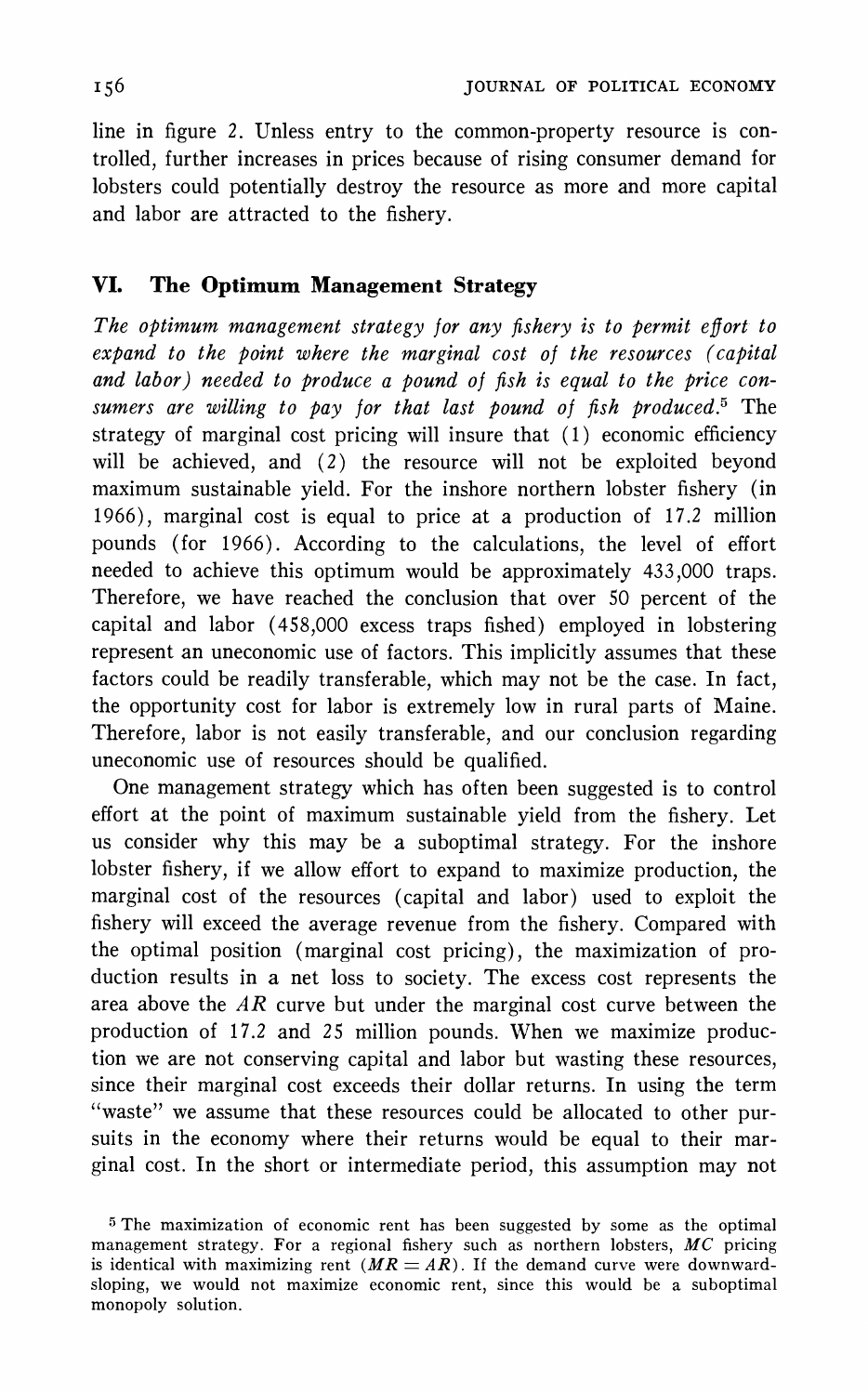line in figure 2. Unless entry to the common-property resource is controlled, further increases in prices because of rising consumer demand for lobsters could potentially destroy the resource as more and more capital and labor are attracted to the fishery.

## VI. The Optimum Management Strategy

*The optimum management strategy for any fishery is to permit effort to expand to the point where the marginal cost of the resources (capital and labor) needed to produce a pound of fish is equal to the price consumers are willing to pay for that last pound of fish produced.*[5] The strategy of marginal cost pricing will insure that (1) economic efficiency will be achieved, and (2) the resource will not be exploited beyond maximum sustainable yield. For the inshore northern lobster fishery (in 1966), marginal cost is equal to price at a production of 17.2 million pounds (for 1966). According to the calculations, the level of effort needed to achieve this optimum would be approximately 433,000 traps. Therefore, we have reached the conclusion that over 50 percent of the capital and labor (458,000 excess traps fished) employed in lobstering represent an uneconomic use of factors. This implicitly assumes that these factors could be readily transferable, which may not be the case. In fact, the opportunity cost for labor is extremely low in rural parts of Maine. Therefore, labor is not easily transferable, and our conclusion regarding uneconomic use of resources should be qualified.

One management strategy which has often been suggested is to control effort at the point of maximum sustainable yield from the fishery. Let us consider why this may be a suboptimal strategy. For the inshore lobster fishery, if we allow effort to expand to maximize production, the marginal cost of the resources (capital and labor) used to exploit the fishery will exceed the average revenue from the fishery. Compared with the optimal position (marginal cost pricing), the maximization of production results in a net loss to society. The excess cost represents the area above the $AR$ curve but under the marginal cost curve between the production of 17.2 and 25 million pounds. When we maximize production we are not conserving capital and labor but wasting these resources, since their marginal cost exceeds their dollar returns. In using the term "waste" we assume that these resources could be allocated to other pursuits in the economy where their returns would be equal to their marginal cost. In the short or intermediate period, this assumption may not

[5] The maximization of economic rent has been suggested by some as the optimal management strategy. For a regional fishery such as northern lobsters, $MC$ pricing is identical with maximizing rent ($MR = AR$). If the demand curve were downward-sloping, we would not maximize economic rent, since this would be a suboptimal monopoly solution.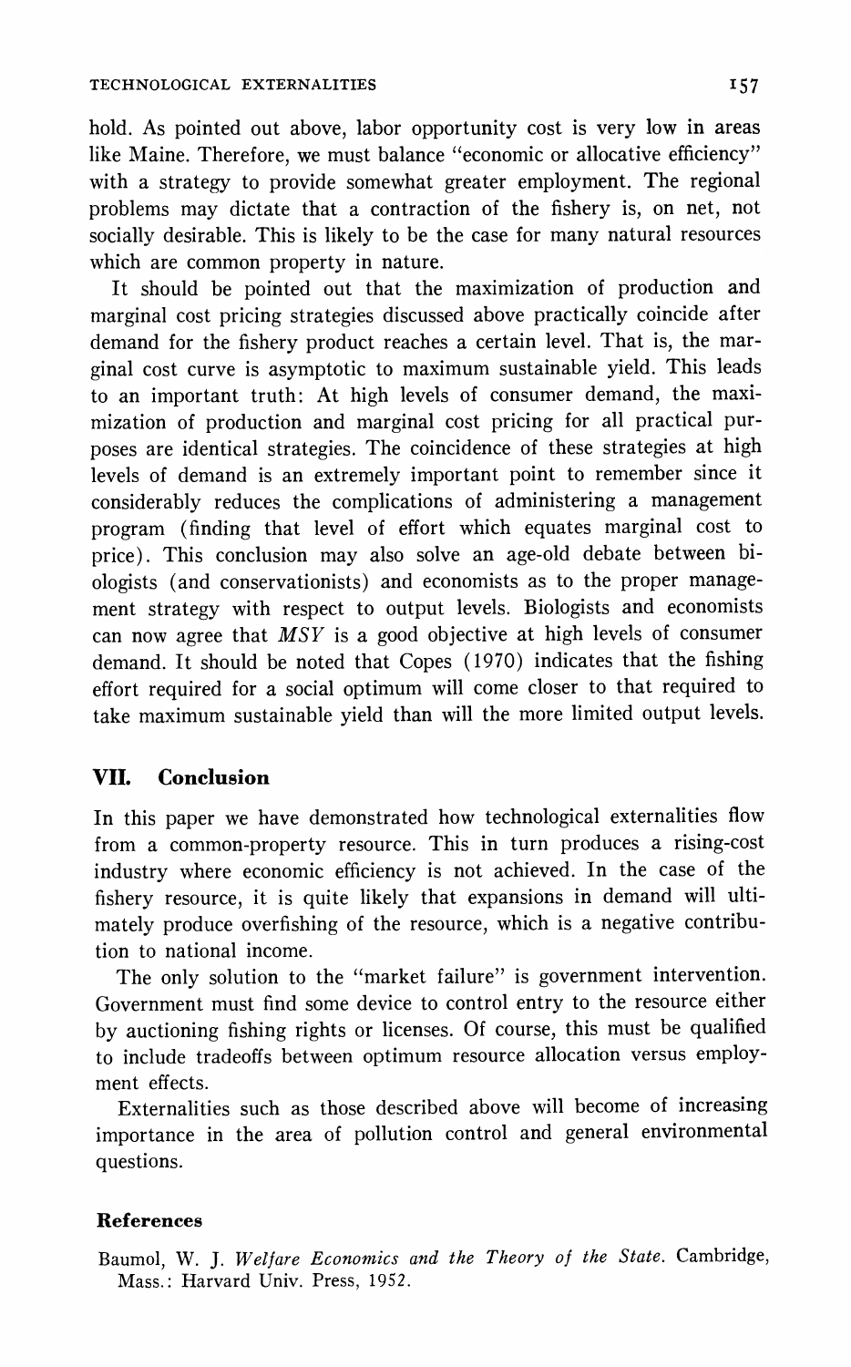hold. As pointed out above, labor opportunity cost is very low in areas like Maine. Therefore, we must balance "economic or allocative efficiency" with a strategy to provide somewhat greater employment. The regional problems may dictate that a contraction of the fishery is, on net, not socially desirable. This is likely to be the case for many natural resources which are common property in nature.

It should be pointed out that the maximization of production and marginal cost pricing strategies discussed above practically coincide after demand for the fishery product reaches a certain level. That is, the marginal cost curve is asymptotic to maximum sustainable yield. This leads to an important truth: At high levels of consumer demand, the maximization of production and marginal cost pricing for all practical purposes are identical strategies. The coincidence of these strategies at high levels of demand is an extremely important point to remember since it considerably reduces the complications of administering a management program (finding that level of effort which equates marginal cost to price). This conclusion may also solve an age-old debate between biologists (and conservationists) and economists as to the proper management strategy with respect to output levels. Biologists and economists can now agree that *MSY* is a good objective at high levels of consumer demand. It should be noted that Copes (1970) indicates that the fishing effort required for a social optimum will come closer to that required to take maximum sustainable yield than will the more limited output levels.

## VII. Conclusion

In this paper we have demonstrated how technological externalities flow from a common-property resource. This in turn produces a rising-cost industry where economic efficiency is not achieved. In the case of the fishery resource, it is quite likely that expansions in demand will ultimately produce overfishing of the resource, which is a negative contribution to national income.

The only solution to the "market failure" is government intervention. Government must find some device to control entry to the resource either by auctioning fishing rights or licenses. Of course, this must be qualified to include tradeoffs between optimum resource allocation versus employment effects.

Externalities such as those described above will become of increasing importance in the area of pollution control and general environmental questions.

### References

Baumol, W. J. *Welfare Economics and the Theory of the State*. Cambridge, Mass.: Harvard Univ. Press, 1952.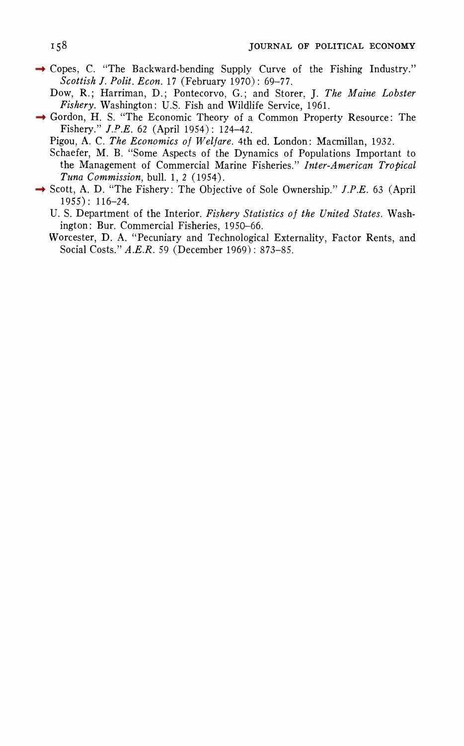Copes, C. "The Backward-bending Supply Curve of the Fishing Industry." *Scottish J. Polit. Econ.* 17 (February 1970): 69–77.

Dow, R.; Harriman, D.; Pontecorvo, G.; and Storer, J. *The Maine Lobster Fishery.* Washington: U.S. Fish and Wildlife Service, 1961.

Gordon, H. S. "The Economic Theory of a Common Property Resource: The Fishery." *J.P.E.* 62 (April 1954): 124–42.

Pigou, A. C. *The Economics of Welfare.* 4th ed. London: Macmillan, 1932.

Schaefer, M. B. "Some Aspects of the Dynamics of Populations Important to the Management of Commercial Marine Fisheries." *Inter-American Tropical Tuna Commission*, bull. 1, 2 (1954).

Scott, A. D. "The Fishery: The Objective of Sole Ownership." *J.P.E.* 63 (April 1955): 116–24.

U. S. Department of the Interior. *Fishery Statistics of the United States.* Washington: Bur. Commercial Fisheries, 1950–66.

Worcester, D. A. "Pecuniary and Technological Externality, Factor Rents, and Social Costs." *A.E.R.* 59 (December 1969): 873–85.